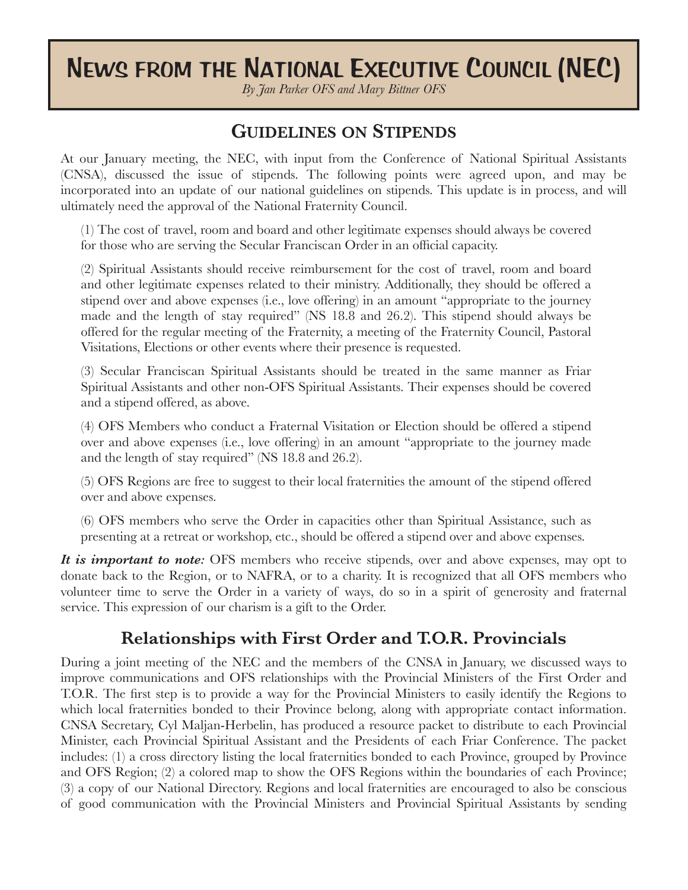# News from the National Executive Council (NEC)

*By Jan Parker OFS and Mary Bittner OFS*

## Guidelines on Stipends

At our January meeting, the NEC, with input from the Conference of National Spiritual Assistants (CNSA), discussed the issue of stipends. The following points were agreed upon, and may be incorporated into an update of our national guidelines on stipends. This update is in process, and will ultimately need the approval of the National Fraternity Council.

(1) The cost of travel, room and board and other legitimate expenses should always be covered for those who are serving the Secular Franciscan Order in an official capacity.

(2) Spiritual Assistants should receive reimbursement for the cost of travel, room and board and other legitimate expenses related to their ministry. Additionally, they should be offered a stipend over and above expenses (i.e., love offering) in an amount "appropriate to the journey made and the length of stay required" (NS 18.8 and 26.2). This stipend should always be offered for the regular meeting of the Fraternity, a meeting of the Fraternity Council, Pastoral Visitations, Elections or other events where their presence is requested.

(3) Secular Franciscan Spiritual Assistants should be treated in the same manner as Friar Spiritual Assistants and other non-OFS Spiritual Assistants. Their expenses should be covered and a stipend offered, as above.

(4) OFS Members who conduct a Fraternal Visitation or Election should be offered a stipend over and above expenses (i.e., love offering) in an amount "appropriate to the journey made and the length of stay required" (NS 18.8 and 26.2).

(5) OFS Regions are free to suggest to their local fraternities the amount of the stipend offered over and above expenses.

(6) OFS members who serve the Order in capacities other than Spiritual Assistance, such as presenting at a retreat or workshop, etc., should be offered a stipend over and above expenses.

***It is important to note:*** OFS members who receive stipends, over and above expenses, may opt to donate back to the Region, or to NAFRA, or to a charity. It is recognized that all OFS members who volunteer time to serve the Order in a variety of ways, do so in a spirit of generosity and fraternal service. This expression of our charism is a gift to the Order.

## Relationships with First Order and T.O.R. Provincials

During a joint meeting of the NEC and the members of the CNSA in January, we discussed ways to improve communications and OFS relationships with the Provincial Ministers of the First Order and T.O.R. The first step is to provide a way for the Provincial Ministers to easily identify the Regions to which local fraternities bonded to their Province belong, along with appropriate contact information. CNSA Secretary, Cyl Maljan-Herbelin, has produced a resource packet to distribute to each Provincial Minister, each Provincial Spiritual Assistant and the Presidents of each Friar Conference. The packet includes: (1) a cross directory listing the local fraternities bonded to each Province, grouped by Province and OFS Region; (2) a colored map to show the OFS Regions within the boundaries of each Province; (3) a copy of our National Directory. Regions and local fraternities are encouraged to also be conscious of good communication with the Provincial Ministers and Provincial Spiritual Assistants by sending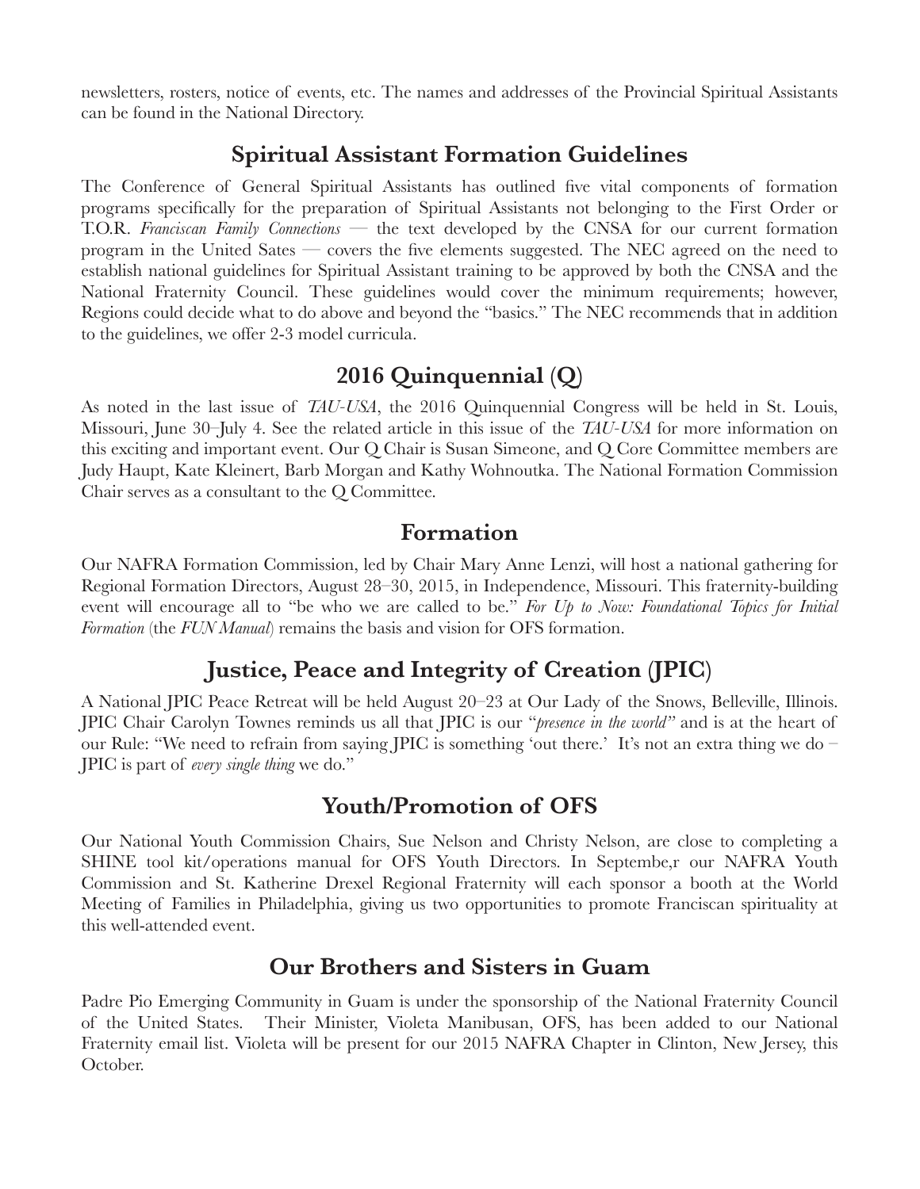newsletters, rosters, notice of events, etc. The names and addresses of the Provincial Spiritual Assistants can be found in the National Directory.

## Spiritual Assistant Formation Guidelines

The Conference of General Spiritual Assistants has outlined five vital components of formation programs specifically for the preparation of Spiritual Assistants not belonging to the First Order or T.O.R. *Franciscan Family Connections* — the text developed by the CNSA for our current formation program in the United Sates — covers the five elements suggested. The NEC agreed on the need to establish national guidelines for Spiritual Assistant training to be approved by both the CNSA and the National Fraternity Council. These guidelines would cover the minimum requirements; however, Regions could decide what to do above and beyond the "basics." The NEC recommends that in addition to the guidelines, we offer 2-3 model curricula.

## 2016 Quinquennial (Q)

As noted in the last issue of *TAU-USA*, the 2016 Quinquennial Congress will be held in St. Louis, Missouri, June 30–July 4. See the related article in this issue of the *TAU-USA* for more information on this exciting and important event. Our Q Chair is Susan Simeone, and Q Core Committee members are Judy Haupt, Kate Kleinert, Barb Morgan and Kathy Wohnoutka. The National Formation Commission Chair serves as a consultant to the Q Committee.

## Formation

Our NAFRA Formation Commission, led by Chair Mary Anne Lenzi, will host a national gathering for Regional Formation Directors, August 28–30, 2015, in Independence, Missouri. This fraternity-building event will encourage all to "be who we are called to be." *For Up to Now: Foundational Topics for Initial Formation* (the *FUN Manual*) remains the basis and vision for OFS formation.

## Justice, Peace and Integrity of Creation (JPIC)

A National JPIC Peace Retreat will be held August 20–23 at Our Lady of the Snows, Belleville, Illinois. JPIC Chair Carolyn Townes reminds us all that JPIC is our "*presence in the world*" and is at the heart of our Rule: "We need to refrain from saying JPIC is something 'out there.' It's not an extra thing we do – JPIC is part of *every single thing* we do."

## Youth/Promotion of OFS

Our National Youth Commission Chairs, Sue Nelson and Christy Nelson, are close to completing a SHINE tool kit/operations manual for OFS Youth Directors. In Septembe,r our NAFRA Youth Commission and St. Katherine Drexel Regional Fraternity will each sponsor a booth at the World Meeting of Families in Philadelphia, giving us two opportunities to promote Franciscan spirituality at this well-attended event.

## Our Brothers and Sisters in Guam

Padre Pio Emerging Community in Guam is under the sponsorship of the National Fraternity Council of the United States. Their Minister, Violeta Manibusan, OFS, has been added to our National Fraternity email list. Violeta will be present for our 2015 NAFRA Chapter in Clinton, New Jersey, this October.